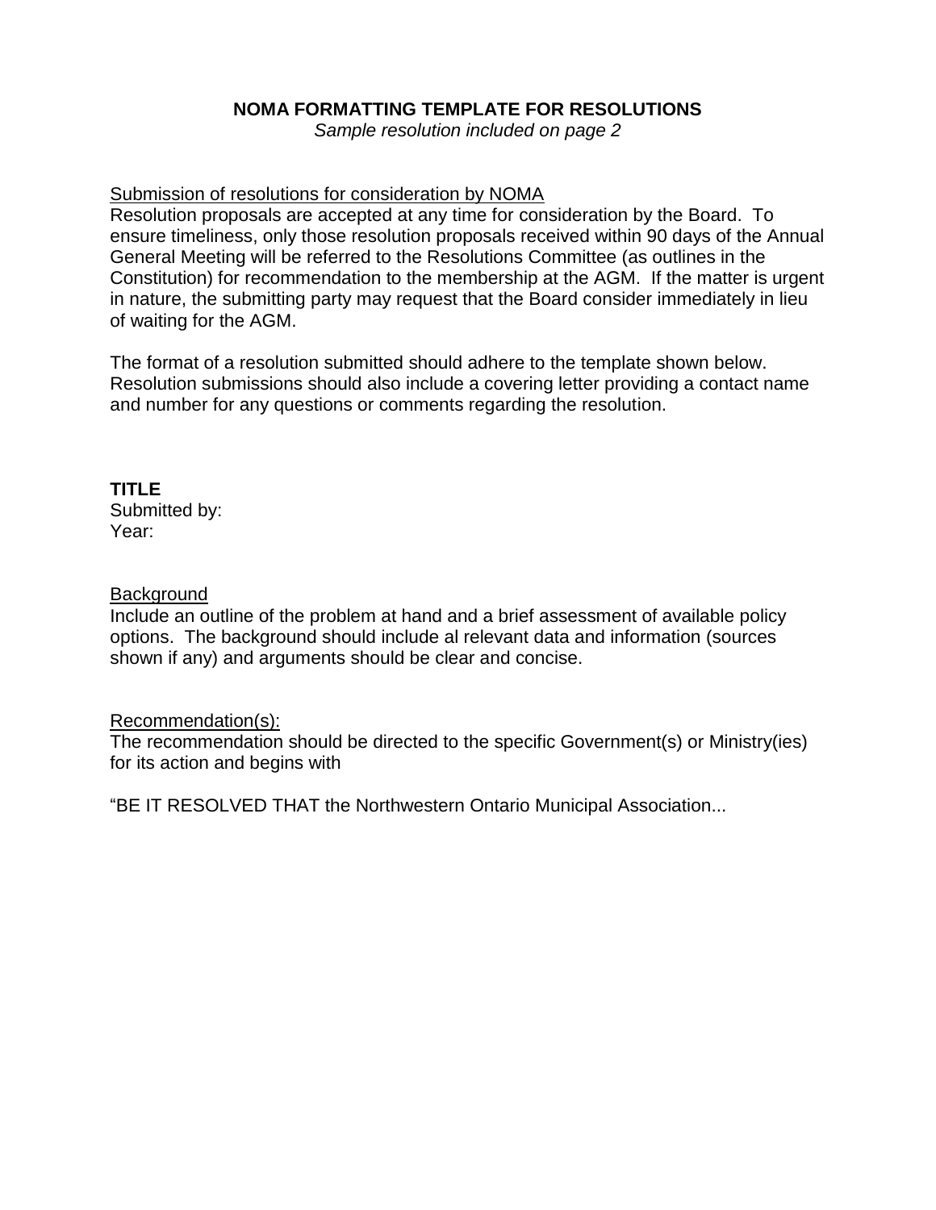**NOMA FORMATTING TEMPLATE FOR RESOLUTIONS**

*Sample resolution included on page 2*

<u>Submission of resolutions for consideration by NOMA</u>

Resolution proposals are accepted at any time for consideration by the Board. To ensure timeliness, only those resolution proposals received within 90 days of the Annual General Meeting will be referred to the Resolutions Committee (as outlines in the Constitution) for recommendation to the membership at the AGM. If the matter is urgent in nature, the submitting party may request that the Board consider immediately in lieu of waiting for the AGM.

The format of a resolution submitted should adhere to the template shown below. Resolution submissions should also include a covering letter providing a contact name and number for any questions or comments regarding the resolution.

**TITLE**

Submitted by:

Year:

<u>Background</u>

Include an outline of the problem at hand and a brief assessment of available policy options. The background should include al relevant data and information (sources shown if any) and arguments should be clear and concise.

<u>Recommendation(s):</u>

The recommendation should be directed to the specific Government(s) or Ministry(ies) for its action and begins with

"BE IT RESOLVED THAT the Northwestern Ontario Municipal Association...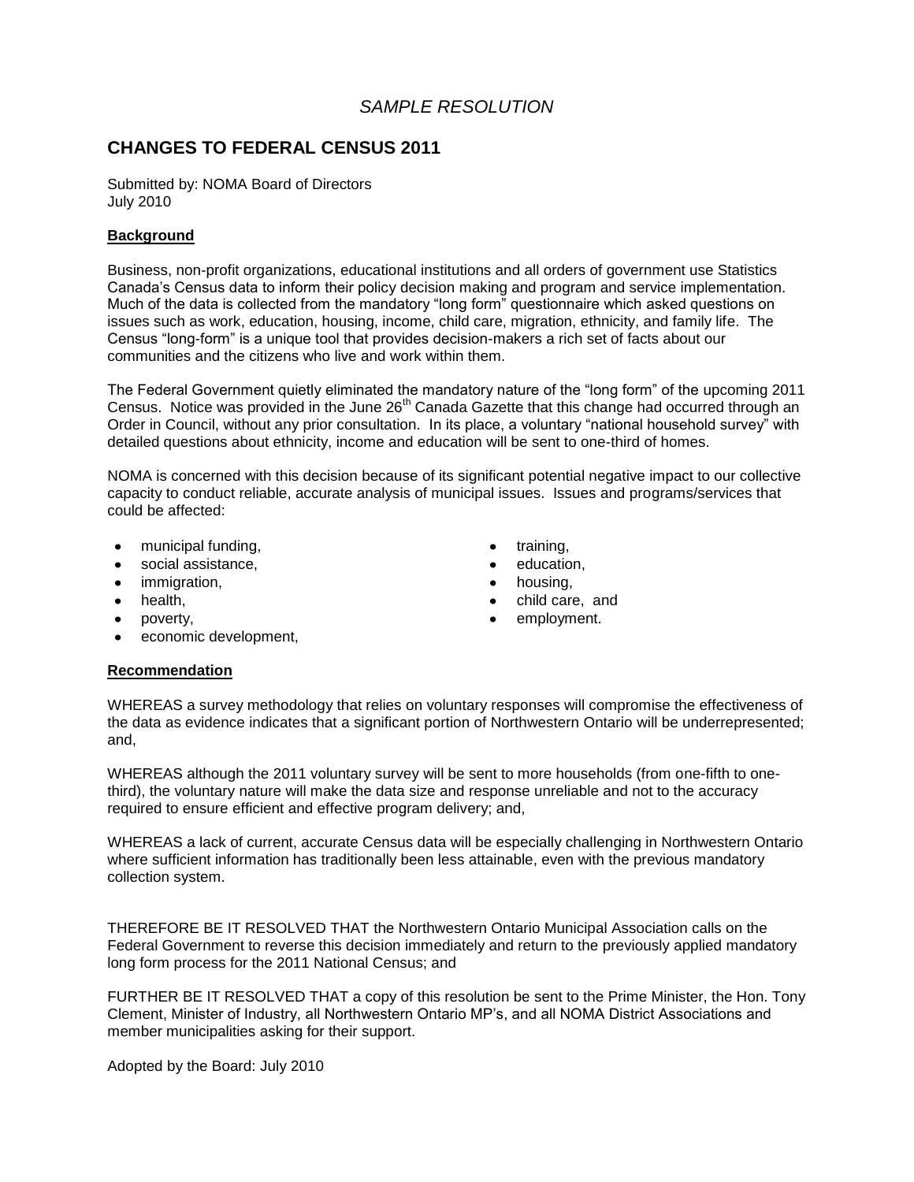*SAMPLE RESOLUTION*

## CHANGES TO FEDERAL CENSUS 2011

Submitted by: NOMA Board of Directors
July 2010

**Background**

Business, non-profit organizations, educational institutions and all orders of government use Statistics Canada's Census data to inform their policy decision making and program and service implementation. Much of the data is collected from the mandatory "long form" questionnaire which asked questions on issues such as work, education, housing, income, child care, migration, ethnicity, and family life. The Census "long-form" is a unique tool that provides decision-makers a rich set of facts about our communities and the citizens who live and work within them.

The Federal Government quietly eliminated the mandatory nature of the "long form" of the upcoming 2011 Census. Notice was provided in the June 26th Canada Gazette that this change had occurred through an Order in Council, without any prior consultation. In its place, a voluntary "national household survey" with detailed questions about ethnicity, income and education will be sent to one-third of homes.

NOMA is concerned with this decision because of its significant potential negative impact to our collective capacity to conduct reliable, accurate analysis of municipal issues. Issues and programs/services that could be affected:

- municipal funding,
- social assistance,
- immigration,
- health,
- poverty,
- economic development,
- training,
- education,
- housing,
- child care, and
- employment.

**Recommendation**

WHEREAS a survey methodology that relies on voluntary responses will compromise the effectiveness of the data as evidence indicates that a significant portion of Northwestern Ontario will be underrepresented; and,

WHEREAS although the 2011 voluntary survey will be sent to more households (from one-fifth to one-third), the voluntary nature will make the data size and response unreliable and not to the accuracy required to ensure efficient and effective program delivery; and,

WHEREAS a lack of current, accurate Census data will be especially challenging in Northwestern Ontario where sufficient information has traditionally been less attainable, even with the previous mandatory collection system.

THEREFORE BE IT RESOLVED THAT the Northwestern Ontario Municipal Association calls on the Federal Government to reverse this decision immediately and return to the previously applied mandatory long form process for the 2011 National Census; and

FURTHER BE IT RESOLVED THAT a copy of this resolution be sent to the Prime Minister, the Hon. Tony Clement, Minister of Industry, all Northwestern Ontario MP's, and all NOMA District Associations and member municipalities asking for their support.

Adopted by the Board: July 2010